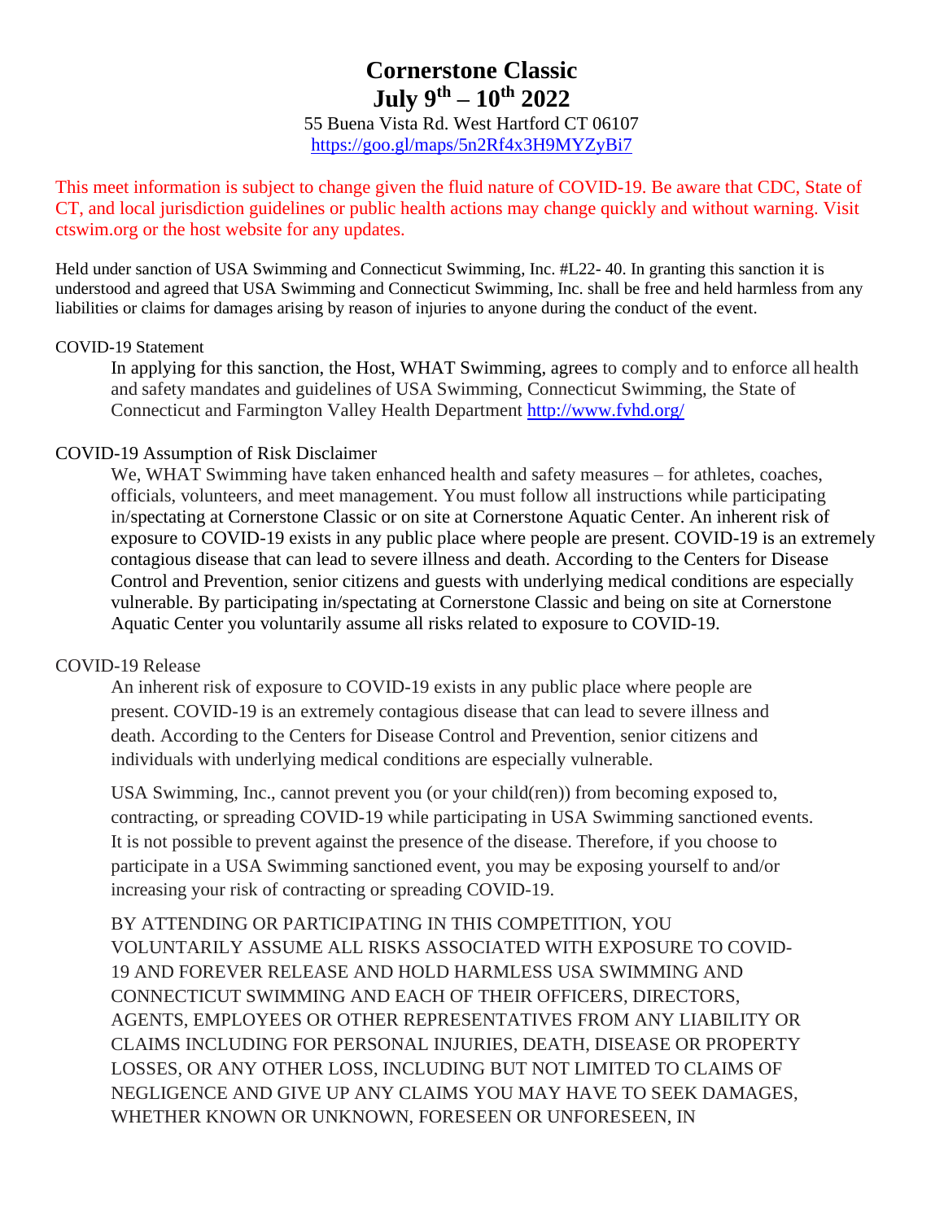# Cornerstone Classic
# July 9th – 10th 2022

55 Buena Vista Rd. West Hartford CT 06107
https://goo.gl/maps/5n2Rf4x3H9MYZyBi7

This meet information is subject to change given the fluid nature of COVID-19. Be aware that CDC, State of CT, and local jurisdiction guidelines or public health actions may change quickly and without warning. Visit ctswim.org or the host website for any updates.

Held under sanction of USA Swimming and Connecticut Swimming, Inc. #L22- 40. In granting this sanction it is understood and agreed that USA Swimming and Connecticut Swimming, Inc. shall be free and held harmless from any liabilities or claims for damages arising by reason of injuries to anyone during the conduct of the event.

COVID-19 Statement

In applying for this sanction, the Host, WHAT Swimming, agrees to comply and to enforce all health and safety mandates and guidelines of USA Swimming, Connecticut Swimming, the State of Connecticut and Farmington Valley Health Department http://www.fvhd.org/

COVID-19 Assumption of Risk Disclaimer

We, WHAT Swimming have taken enhanced health and safety measures – for athletes, coaches, officials, volunteers, and meet management. You must follow all instructions while participating in/spectating at Cornerstone Classic or on site at Cornerstone Aquatic Center. An inherent risk of exposure to COVID-19 exists in any public place where people are present. COVID-19 is an extremely contagious disease that can lead to severe illness and death. According to the Centers for Disease Control and Prevention, senior citizens and guests with underlying medical conditions are especially vulnerable. By participating in/spectating at Cornerstone Classic and being on site at Cornerstone Aquatic Center you voluntarily assume all risks related to exposure to COVID-19.

COVID-19 Release

An inherent risk of exposure to COVID-19 exists in any public place where people are present. COVID-19 is an extremely contagious disease that can lead to severe illness and death. According to the Centers for Disease Control and Prevention, senior citizens and individuals with underlying medical conditions are especially vulnerable.

USA Swimming, Inc., cannot prevent you (or your child(ren)) from becoming exposed to, contracting, or spreading COVID-19 while participating in USA Swimming sanctioned events. It is not possible to prevent against the presence of the disease. Therefore, if you choose to participate in a USA Swimming sanctioned event, you may be exposing yourself to and/or increasing your risk of contracting or spreading COVID-19.

BY ATTENDING OR PARTICIPATING IN THIS COMPETITION, YOU VOLUNTARILY ASSUME ALL RISKS ASSOCIATED WITH EXPOSURE TO COVID-19 AND FOREVER RELEASE AND HOLD HARMLESS USA SWIMMING AND CONNECTICUT SWIMMING AND EACH OF THEIR OFFICERS, DIRECTORS, AGENTS, EMPLOYEES OR OTHER REPRESENTATIVES FROM ANY LIABILITY OR CLAIMS INCLUDING FOR PERSONAL INJURIES, DEATH, DISEASE OR PROPERTY LOSSES, OR ANY OTHER LOSS, INCLUDING BUT NOT LIMITED TO CLAIMS OF NEGLIGENCE AND GIVE UP ANY CLAIMS YOU MAY HAVE TO SEEK DAMAGES, WHETHER KNOWN OR UNKNOWN, FORESEEN OR UNFORESEEN, IN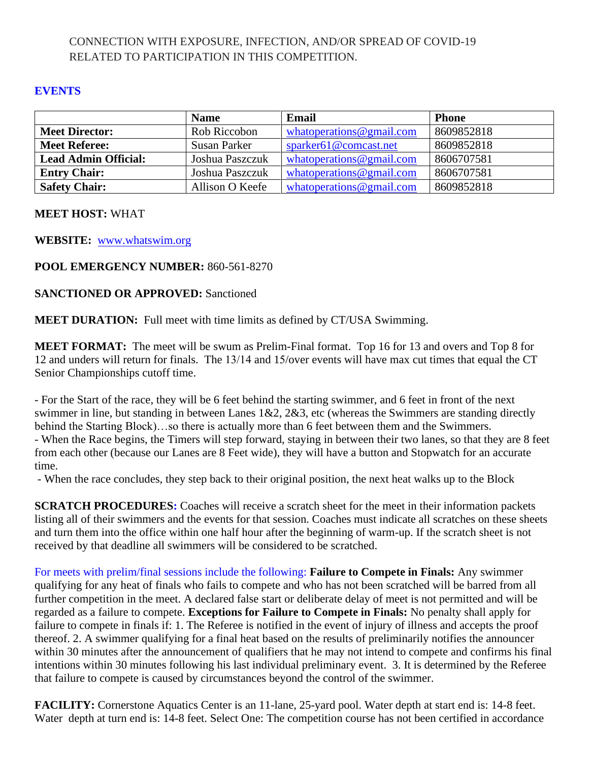CONNECTION WITH EXPOSURE, INFECTION, AND/OR SPREAD OF COVID-19 RELATED TO PARTICIPATION IN THIS COMPETITION.

## EVENTS

| | Name | Email | Phone |
|---|---|---|---|
| **Meet Director:** | Rob Riccobon | whatoperations@gmail.com | 8609852818 |
| **Meet Referee:** | Susan Parker | sparker61@comcast.net | 8609852818 |
| **Lead Admin Official:** | Joshua Paszczuk | whatoperations@gmail.com | 8606707581 |
| **Entry Chair:** | Joshua Paszczuk | whatoperations@gmail.com | 8606707581 |
| **Safety Chair:** | Allison O Keefe | whatoperations@gmail.com | 8609852818 |

**MEET HOST:** WHAT

**WEBSITE:** www.whatswim.org

**POOL EMERGENCY NUMBER:** 860-561-8270

**SANCTIONED OR APPROVED:** Sanctioned

**MEET DURATION:** Full meet with time limits as defined by CT/USA Swimming.

**MEET FORMAT:** The meet will be swum as Prelim-Final format. Top 16 for 13 and overs and Top 8 for 12 and unders will return for finals. The 13/14 and 15/over events will have max cut times that equal the CT Senior Championships cutoff time.

- For the Start of the race, they will be 6 feet behind the starting swimmer, and 6 feet in front of the next swimmer in line, but standing in between Lanes 1&2, 2&3, etc (whereas the Swimmers are standing directly behind the Starting Block)…so there is actually more than 6 feet between them and the Swimmers.
- When the Race begins, the Timers will step forward, staying in between their two lanes, so that they are 8 feet from each other (because our Lanes are 8 Feet wide), they will have a button and Stopwatch for an accurate time.
- When the race concludes, they step back to their original position, the next heat walks up to the Block

**SCRATCH PROCEDURES:** Coaches will receive a scratch sheet for the meet in their information packets listing all of their swimmers and the events for that session. Coaches must indicate all scratches on these sheets and turn them into the office within one half hour after the beginning of warm-up. If the scratch sheet is not received by that deadline all swimmers will be considered to be scratched.

For meets with prelim/final sessions include the following: **Failure to Compete in Finals:** Any swimmer qualifying for any heat of finals who fails to compete and who has not been scratched will be barred from all further competition in the meet. A declared false start or deliberate delay of meet is not permitted and will be regarded as a failure to compete. **Exceptions for Failure to Compete in Finals:** No penalty shall apply for failure to compete in finals if: 1. The Referee is notified in the event of injury of illness and accepts the proof thereof. 2. A swimmer qualifying for a final heat based on the results of preliminarily notifies the announcer within 30 minutes after the announcement of qualifiers that he may not intend to compete and confirms his final intentions within 30 minutes following his last individual preliminary event. 3. It is determined by the Referee that failure to compete is caused by circumstances beyond the control of the swimmer.

**FACILITY:** Cornerstone Aquatics Center is an 11-lane, 25-yard pool. Water depth at start end is: 14-8 feet. Water depth at turn end is: 14-8 feet. Select One: The competition course has not been certified in accordance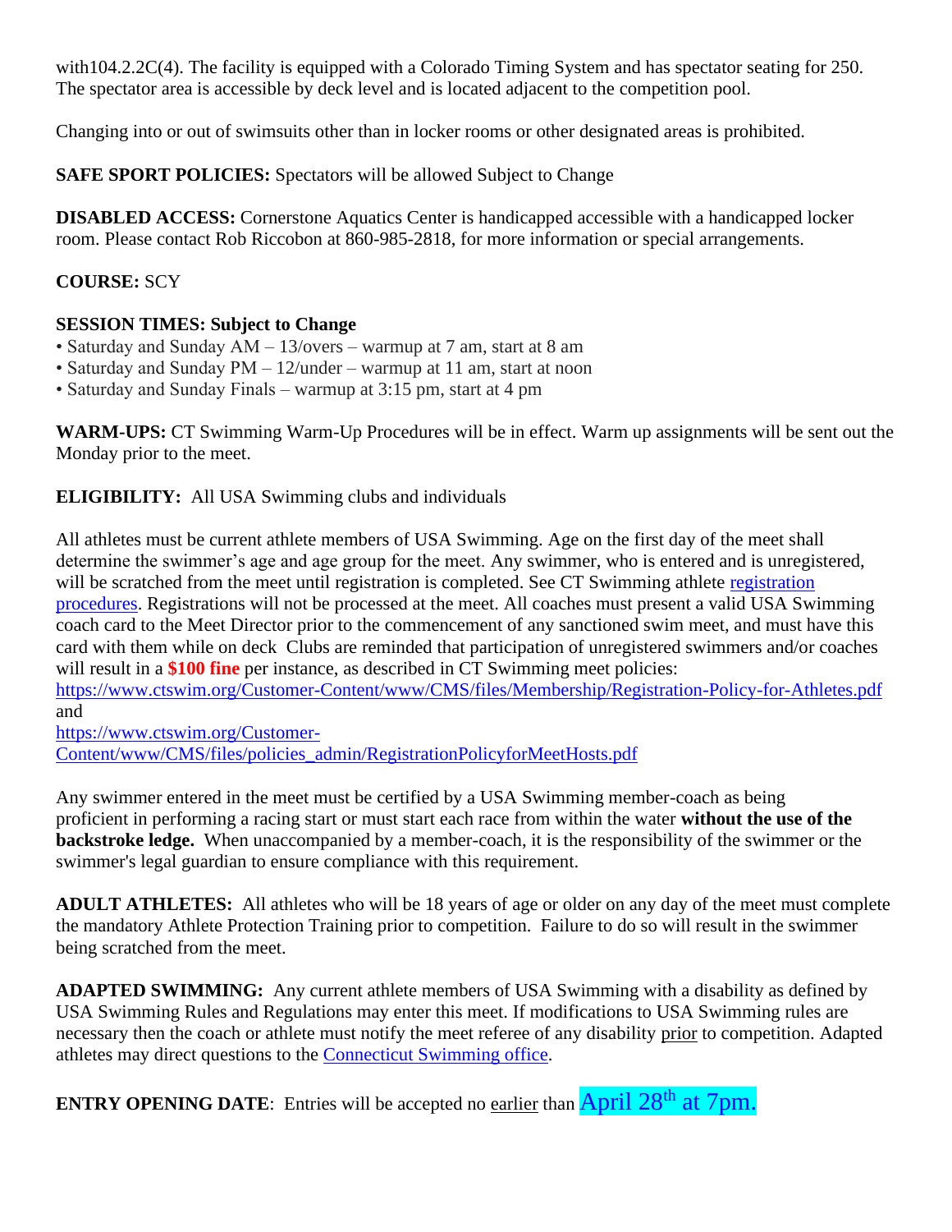with104.2.2C(4). The facility is equipped with a Colorado Timing System and has spectator seating for 250. The spectator area is accessible by deck level and is located adjacent to the competition pool.

Changing into or out of swimsuits other than in locker rooms or other designated areas is prohibited.

**SAFE SPORT POLICIES:** Spectators will be allowed Subject to Change

**DISABLED ACCESS:** Cornerstone Aquatics Center is handicapped accessible with a handicapped locker room. Please contact Rob Riccobon at 860-985-2818, for more information or special arrangements.

**COURSE:** SCY

**SESSION TIMES: Subject to Change**

- Saturday and Sunday AM – 13/overs – warmup at 7 am, start at 8 am
- Saturday and Sunday PM – 12/under – warmup at 11 am, start at noon
- Saturday and Sunday Finals – warmup at 3:15 pm, start at 4 pm

**WARM-UPS:** CT Swimming Warm-Up Procedures will be in effect. Warm up assignments will be sent out the Monday prior to the meet.

**ELIGIBILITY:** All USA Swimming clubs and individuals

All athletes must be current athlete members of USA Swimming. Age on the first day of the meet shall determine the swimmer's age and age group for the meet. Any swimmer, who is entered and is unregistered, will be scratched from the meet until registration is completed. See CT Swimming athlete registration procedures. Registrations will not be processed at the meet. All coaches must present a valid USA Swimming coach card to the Meet Director prior to the commencement of any sanctioned swim meet, and must have this card with them while on deck Clubs are reminded that participation of unregistered swimmers and/or coaches will result in a **$100 fine** per instance, as described in CT Swimming meet policies: https://www.ctswim.org/Customer-Content/www/CMS/files/Membership/Registration-Policy-for-Athletes.pdf and https://www.ctswim.org/Customer-Content/www/CMS/files/policies_admin/RegistrationPolicyforMeetHosts.pdf

Any swimmer entered in the meet must be certified by a USA Swimming member-coach as being proficient in performing a racing start or must start each race from within the water **without the use of the backstroke ledge.** When unaccompanied by a member-coach, it is the responsibility of the swimmer or the swimmer's legal guardian to ensure compliance with this requirement.

**ADULT ATHLETES:** All athletes who will be 18 years of age or older on any day of the meet must complete the mandatory Athlete Protection Training prior to competition. Failure to do so will result in the swimmer being scratched from the meet.

**ADAPTED SWIMMING:** Any current athlete members of USA Swimming with a disability as defined by USA Swimming Rules and Regulations may enter this meet. If modifications to USA Swimming rules are necessary then the coach or athlete must notify the meet referee of any disability prior to competition. Adapted athletes may direct questions to the Connecticut Swimming office.

**ENTRY OPENING DATE**: Entries will be accepted no earlier than April 28th at 7pm.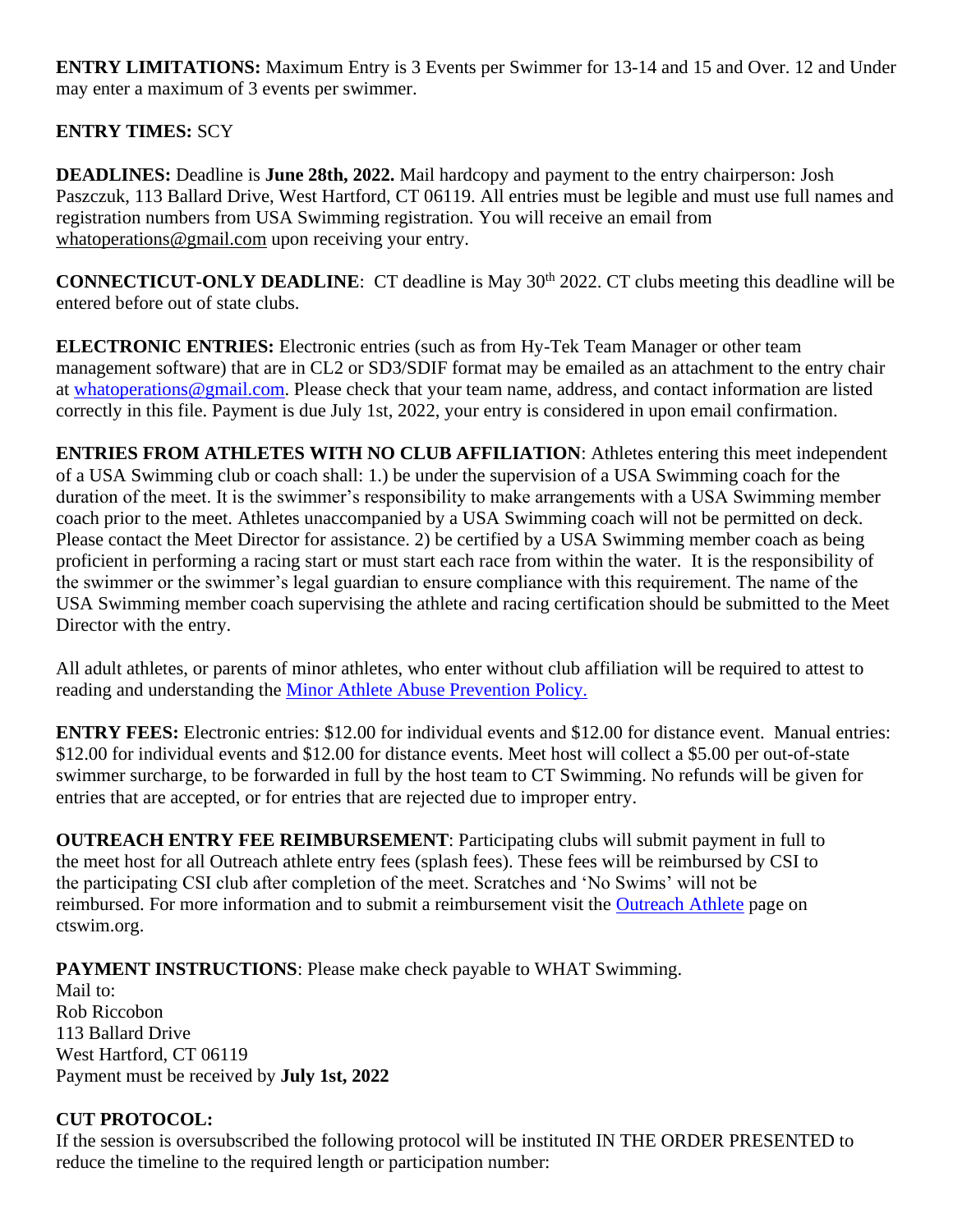**ENTRY LIMITATIONS:** Maximum Entry is 3 Events per Swimmer for 13-14 and 15 and Over. 12 and Under may enter a maximum of 3 events per swimmer.

**ENTRY TIMES:** SCY

**DEADLINES:** Deadline is **June 28th, 2022.** Mail hardcopy and payment to the entry chairperson: Josh Paszczuk, 113 Ballard Drive, West Hartford, CT 06119. All entries must be legible and must use full names and registration numbers from USA Swimming registration. You will receive an email from whatoperations@gmail.com upon receiving your entry.

**CONNECTICUT-ONLY DEADLINE**: CT deadline is May 30th 2022. CT clubs meeting this deadline will be entered before out of state clubs.

**ELECTRONIC ENTRIES:** Electronic entries (such as from Hy-Tek Team Manager or other team management software) that are in CL2 or SD3/SDIF format may be emailed as an attachment to the entry chair at whatoperations@gmail.com. Please check that your team name, address, and contact information are listed correctly in this file. Payment is due July 1st, 2022, your entry is considered in upon email confirmation.

**ENTRIES FROM ATHLETES WITH NO CLUB AFFILIATION**: Athletes entering this meet independent of a USA Swimming club or coach shall: 1.) be under the supervision of a USA Swimming coach for the duration of the meet. It is the swimmer's responsibility to make arrangements with a USA Swimming member coach prior to the meet. Athletes unaccompanied by a USA Swimming coach will not be permitted on deck. Please contact the Meet Director for assistance. 2) be certified by a USA Swimming member coach as being proficient in performing a racing start or must start each race from within the water. It is the responsibility of the swimmer or the swimmer's legal guardian to ensure compliance with this requirement. The name of the USA Swimming member coach supervising the athlete and racing certification should be submitted to the Meet Director with the entry.

All adult athletes, or parents of minor athletes, who enter without club affiliation will be required to attest to reading and understanding the Minor Athlete Abuse Prevention Policy.

**ENTRY FEES:** Electronic entries: $12.00 for individual events and $12.00 for distance event. Manual entries: $12.00 for individual events and $12.00 for distance events. Meet host will collect a $5.00 per out-of-state swimmer surcharge, to be forwarded in full by the host team to CT Swimming. No refunds will be given for entries that are accepted, or for entries that are rejected due to improper entry.

**OUTREACH ENTRY FEE REIMBURSEMENT**: Participating clubs will submit payment in full to the meet host for all Outreach athlete entry fees (splash fees). These fees will be reimbursed by CSI to the participating CSI club after completion of the meet. Scratches and 'No Swims' will not be reimbursed. For more information and to submit a reimbursement visit the Outreach Athlete page on ctswim.org.

**PAYMENT INSTRUCTIONS**: Please make check payable to WHAT Swimming.
Mail to:
Rob Riccobon
113 Ballard Drive
West Hartford, CT 06119
Payment must be received by **July 1st, 2022**

**CUT PROTOCOL:**
If the session is oversubscribed the following protocol will be instituted IN THE ORDER PRESENTED to reduce the timeline to the required length or participation number: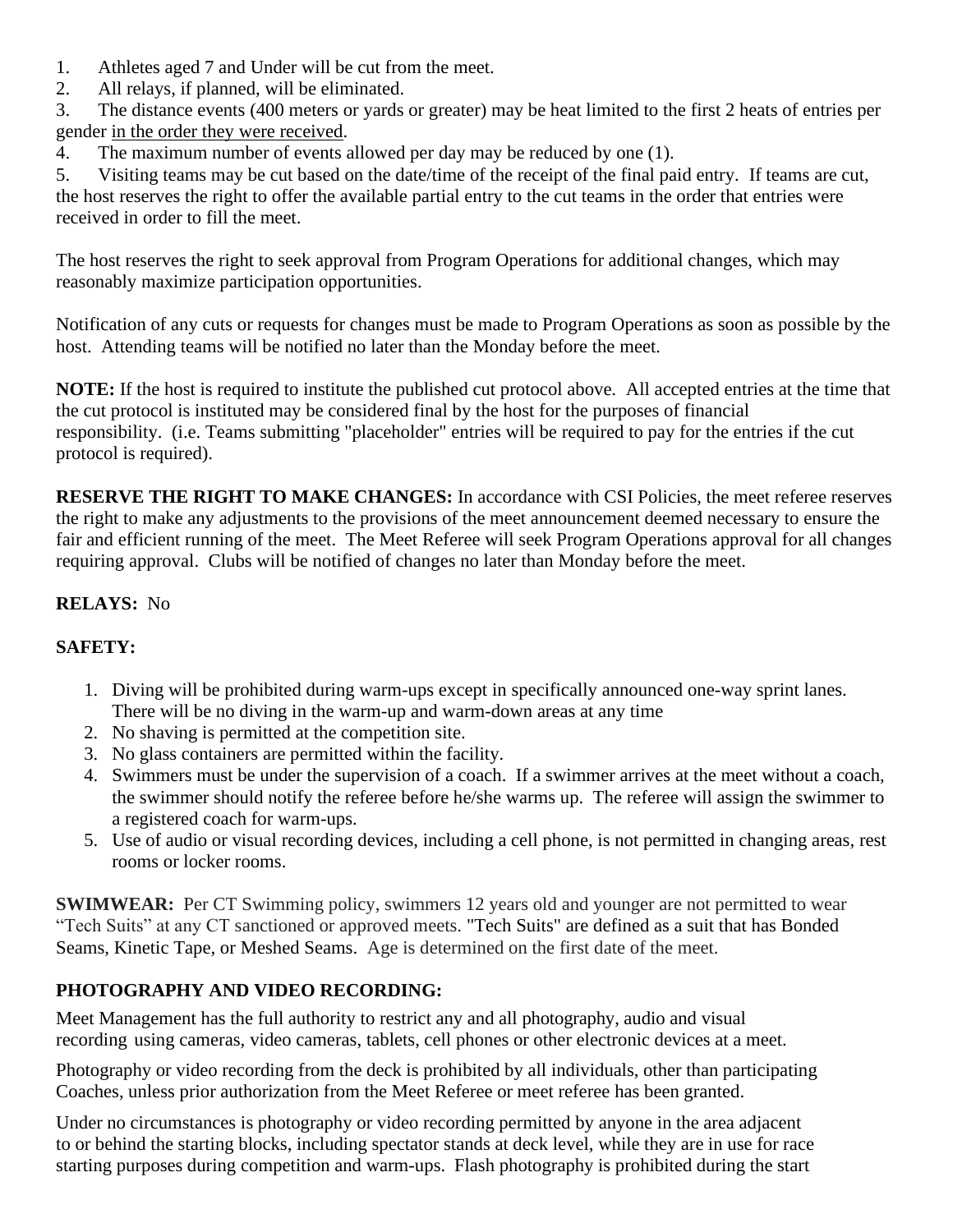1. Athletes aged 7 and Under will be cut from the meet.
2. All relays, if planned, will be eliminated.
3. The distance events (400 meters or yards or greater) may be heat limited to the first 2 heats of entries per gender <u>in the order they were received</u>.
4. The maximum number of events allowed per day may be reduced by one (1).
5. Visiting teams may be cut based on the date/time of the receipt of the final paid entry. If teams are cut, the host reserves the right to offer the available partial entry to the cut teams in the order that entries were received in order to fill the meet.

The host reserves the right to seek approval from Program Operations for additional changes, which may reasonably maximize participation opportunities.

Notification of any cuts or requests for changes must be made to Program Operations as soon as possible by the host. Attending teams will be notified no later than the Monday before the meet.

**NOTE:** If the host is required to institute the published cut protocol above. All accepted entries at the time that the cut protocol is instituted may be considered final by the host for the purposes of financial responsibility. (i.e. Teams submitting "placeholder" entries will be required to pay for the entries if the cut protocol is required).

**RESERVE THE RIGHT TO MAKE CHANGES:** In accordance with CSI Policies, the meet referee reserves the right to make any adjustments to the provisions of the meet announcement deemed necessary to ensure the fair and efficient running of the meet. The Meet Referee will seek Program Operations approval for all changes requiring approval. Clubs will be notified of changes no later than Monday before the meet.

**RELAYS:** No

**SAFETY:**

1. Diving will be prohibited during warm-ups except in specifically announced one-way sprint lanes. There will be no diving in the warm-up and warm-down areas at any time
2. No shaving is permitted at the competition site.
3. No glass containers are permitted within the facility.
4. Swimmers must be under the supervision of a coach. If a swimmer arrives at the meet without a coach, the swimmer should notify the referee before he/she warms up. The referee will assign the swimmer to a registered coach for warm-ups.
5. Use of audio or visual recording devices, including a cell phone, is not permitted in changing areas, rest rooms or locker rooms.

**SWIMWEAR:** Per CT Swimming policy, swimmers 12 years old and younger are not permitted to wear "Tech Suits" at any CT sanctioned or approved meets. "Tech Suits" are defined as a suit that has Bonded Seams, Kinetic Tape, or Meshed Seams. Age is determined on the first date of the meet.

**PHOTOGRAPHY AND VIDEO RECORDING:**

Meet Management has the full authority to restrict any and all photography, audio and visual recording using cameras, video cameras, tablets, cell phones or other electronic devices at a meet.

Photography or video recording from the deck is prohibited by all individuals, other than participating Coaches, unless prior authorization from the Meet Referee or meet referee has been granted.

Under no circumstances is photography or video recording permitted by anyone in the area adjacent to or behind the starting blocks, including spectator stands at deck level, while they are in use for race starting purposes during competition and warm-ups. Flash photography is prohibited during the start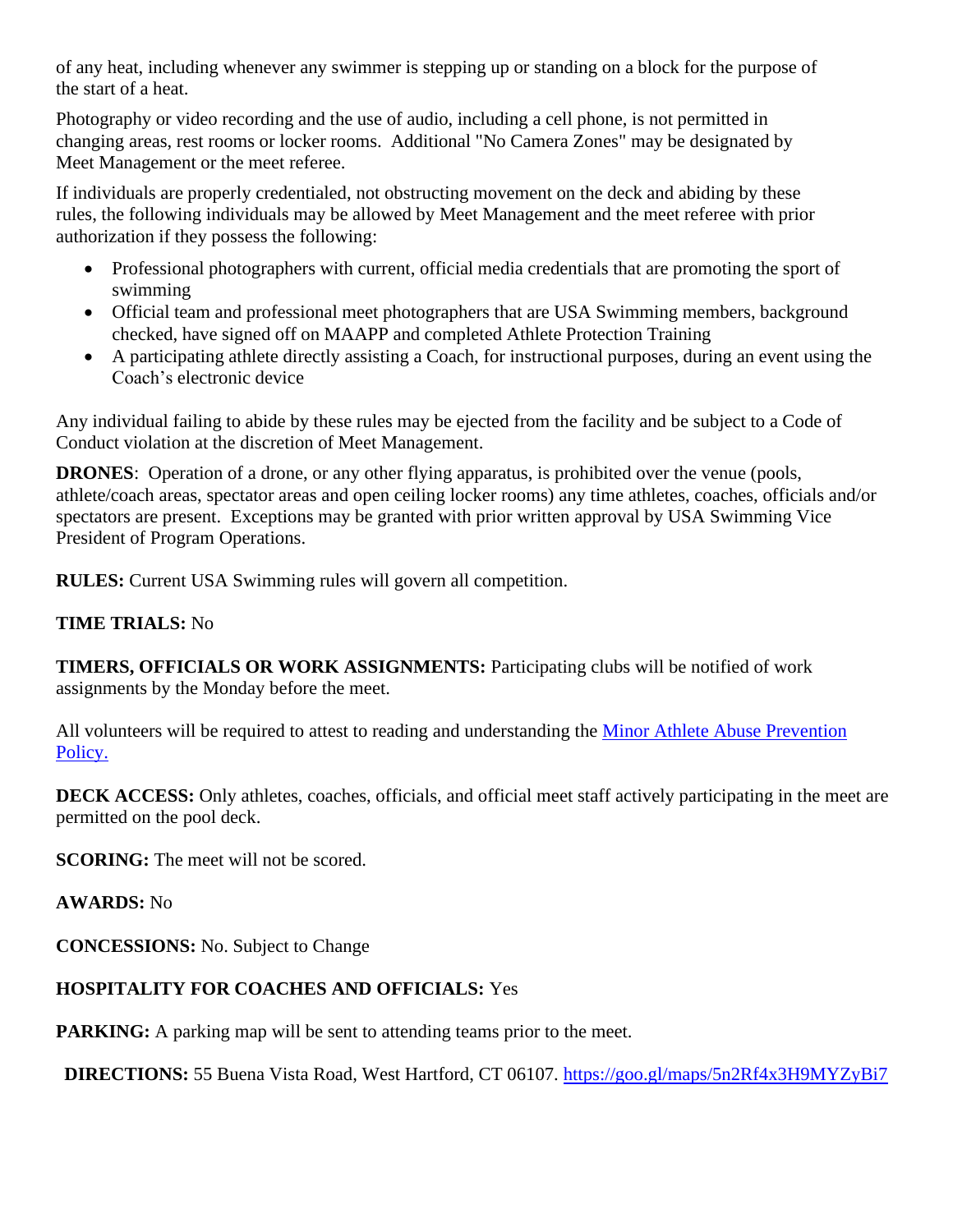of any heat, including whenever any swimmer is stepping up or standing on a block for the purpose of the start of a heat.

Photography or video recording and the use of audio, including a cell phone, is not permitted in changing areas, rest rooms or locker rooms. Additional "No Camera Zones" may be designated by Meet Management or the meet referee.

If individuals are properly credentialed, not obstructing movement on the deck and abiding by these rules, the following individuals may be allowed by Meet Management and the meet referee with prior authorization if they possess the following:

- Professional photographers with current, official media credentials that are promoting the sport of swimming
- Official team and professional meet photographers that are USA Swimming members, background checked, have signed off on MAAPP and completed Athlete Protection Training
- A participating athlete directly assisting a Coach, for instructional purposes, during an event using the Coach's electronic device

Any individual failing to abide by these rules may be ejected from the facility and be subject to a Code of Conduct violation at the discretion of Meet Management.

**DRONES**: Operation of a drone, or any other flying apparatus, is prohibited over the venue (pools, athlete/coach areas, spectator areas and open ceiling locker rooms) any time athletes, coaches, officials and/or spectators are present. Exceptions may be granted with prior written approval by USA Swimming Vice President of Program Operations.

**RULES:** Current USA Swimming rules will govern all competition.

**TIME TRIALS:** No

**TIMERS, OFFICIALS OR WORK ASSIGNMENTS:** Participating clubs will be notified of work assignments by the Monday before the meet.

All volunteers will be required to attest to reading and understanding the [Minor Athlete Abuse Prevention Policy.]()

**DECK ACCESS:** Only athletes, coaches, officials, and official meet staff actively participating in the meet are permitted on the pool deck.

**SCORING:** The meet will not be scored.

**AWARDS:** No

**CONCESSIONS:** No. Subject to Change

**HOSPITALITY FOR COACHES AND OFFICIALS:** Yes

**PARKING:** A parking map will be sent to attending teams prior to the meet.

**DIRECTIONS:** 55 Buena Vista Road, West Hartford, CT 06107. [https://goo.gl/maps/5n2Rf4x3H9MYZyBi7](https://goo.gl/maps/5n2Rf4x3H9MYZyBi7)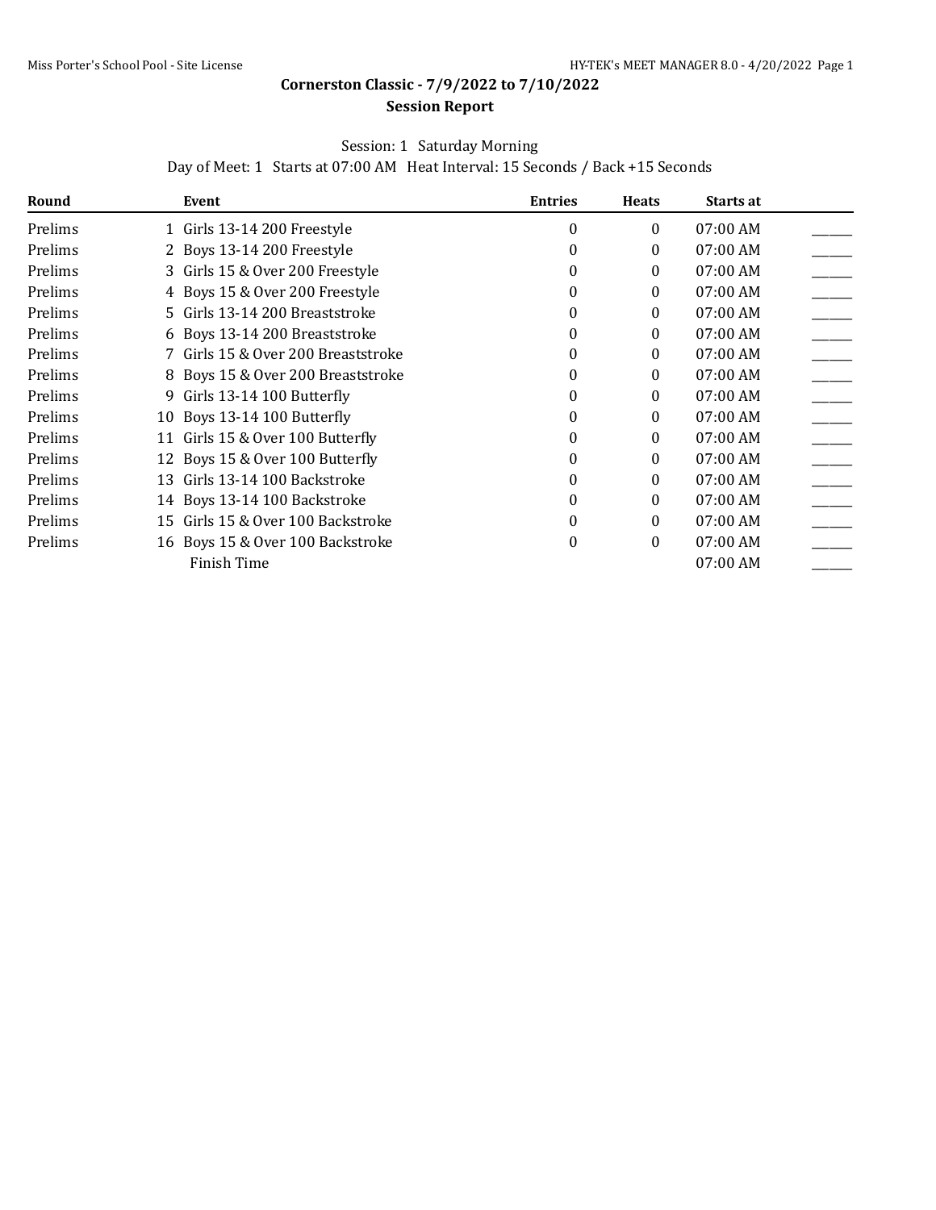# Cornerston Classic - 7/9/2022 to 7/10/2022

## Session Report

Session: 1 Saturday Morning

Day of Meet: 1 Starts at 07:00 AM Heat Interval: 15 Seconds / Back +15 Seconds

| Round | | Event | Entries | Heats | Starts at | |
|---|---|---|---|---|---|---|
| Prelims | 1 | Girls 13-14 200 Freestyle | 0 | 0 | 07:00 AM | ______ |
| Prelims | 2 | Boys 13-14 200 Freestyle | 0 | 0 | 07:00 AM | ______ |
| Prelims | 3 | Girls 15 & Over 200 Freestyle | 0 | 0 | 07:00 AM | ______ |
| Prelims | 4 | Boys 15 & Over 200 Freestyle | 0 | 0 | 07:00 AM | ______ |
| Prelims | 5 | Girls 13-14 200 Breaststroke | 0 | 0 | 07:00 AM | ______ |
| Prelims | 6 | Boys 13-14 200 Breaststroke | 0 | 0 | 07:00 AM | ______ |
| Prelims | 7 | Girls 15 & Over 200 Breaststroke | 0 | 0 | 07:00 AM | ______ |
| Prelims | 8 | Boys 15 & Over 200 Breaststroke | 0 | 0 | 07:00 AM | ______ |
| Prelims | 9 | Girls 13-14 100 Butterfly | 0 | 0 | 07:00 AM | ______ |
| Prelims | 10 | Boys 13-14 100 Butterfly | 0 | 0 | 07:00 AM | ______ |
| Prelims | 11 | Girls 15 & Over 100 Butterfly | 0 | 0 | 07:00 AM | ______ |
| Prelims | 12 | Boys 15 & Over 100 Butterfly | 0 | 0 | 07:00 AM | ______ |
| Prelims | 13 | Girls 13-14 100 Backstroke | 0 | 0 | 07:00 AM | ______ |
| Prelims | 14 | Boys 13-14 100 Backstroke | 0 | 0 | 07:00 AM | ______ |
| Prelims | 15 | Girls 15 & Over 100 Backstroke | 0 | 0 | 07:00 AM | ______ |
| Prelims | 16 | Boys 15 & Over 100 Backstroke | 0 | 0 | 07:00 AM | ______ |
| | | Finish Time | | | 07:00 AM | ______ |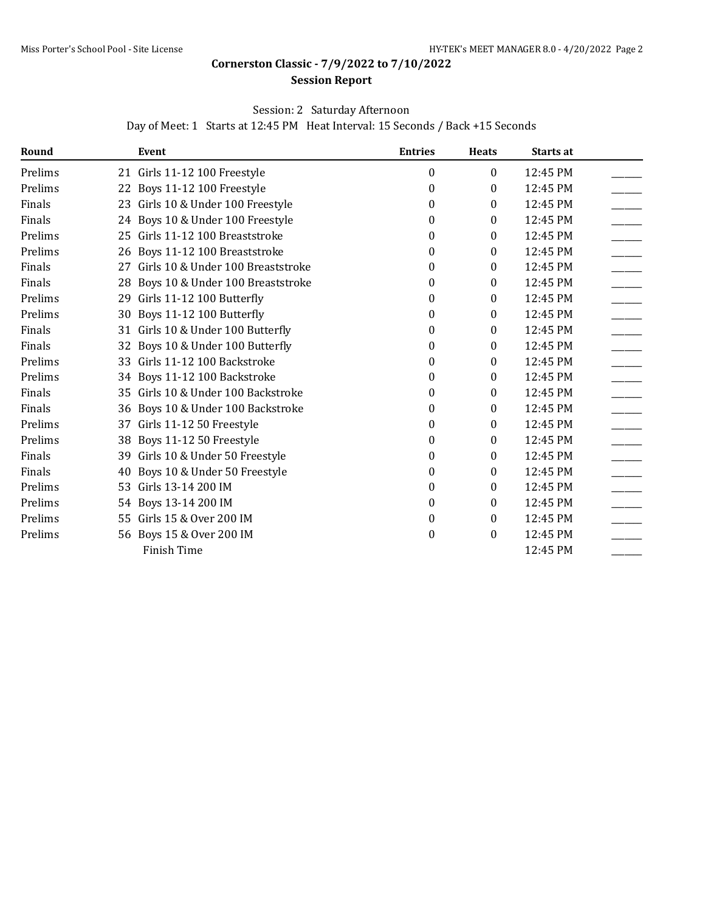# Cornerston Classic - 7/9/2022 to 7/10/2022

## Session Report

Session: 2 Saturday Afternoon

Day of Meet: 1 Starts at 12:45 PM Heat Interval: 15 Seconds / Back +15 Seconds

| Round | Event | Entries | Heats | Starts at | |
|---|---|---|---|---|---|
| Prelims | 21 Girls 11-12 100 Freestyle | 0 | 0 | 12:45 PM | ______ |
| Prelims | 22 Boys 11-12 100 Freestyle | 0 | 0 | 12:45 PM | ______ |
| Finals | 23 Girls 10 & Under 100 Freestyle | 0 | 0 | 12:45 PM | ______ |
| Finals | 24 Boys 10 & Under 100 Freestyle | 0 | 0 | 12:45 PM | ______ |
| Prelims | 25 Girls 11-12 100 Breaststroke | 0 | 0 | 12:45 PM | ______ |
| Prelims | 26 Boys 11-12 100 Breaststroke | 0 | 0 | 12:45 PM | ______ |
| Finals | 27 Girls 10 & Under 100 Breaststroke | 0 | 0 | 12:45 PM | ______ |
| Finals | 28 Boys 10 & Under 100 Breaststroke | 0 | 0 | 12:45 PM | ______ |
| Prelims | 29 Girls 11-12 100 Butterfly | 0 | 0 | 12:45 PM | ______ |
| Prelims | 30 Boys 11-12 100 Butterfly | 0 | 0 | 12:45 PM | ______ |
| Finals | 31 Girls 10 & Under 100 Butterfly | 0 | 0 | 12:45 PM | ______ |
| Finals | 32 Boys 10 & Under 100 Butterfly | 0 | 0 | 12:45 PM | ______ |
| Prelims | 33 Girls 11-12 100 Backstroke | 0 | 0 | 12:45 PM | ______ |
| Prelims | 34 Boys 11-12 100 Backstroke | 0 | 0 | 12:45 PM | ______ |
| Finals | 35 Girls 10 & Under 100 Backstroke | 0 | 0 | 12:45 PM | ______ |
| Finals | 36 Boys 10 & Under 100 Backstroke | 0 | 0 | 12:45 PM | ______ |
| Prelims | 37 Girls 11-12 50 Freestyle | 0 | 0 | 12:45 PM | ______ |
| Prelims | 38 Boys 11-12 50 Freestyle | 0 | 0 | 12:45 PM | ______ |
| Finals | 39 Girls 10 & Under 50 Freestyle | 0 | 0 | 12:45 PM | ______ |
| Finals | 40 Boys 10 & Under 50 Freestyle | 0 | 0 | 12:45 PM | ______ |
| Prelims | 53 Girls 13-14 200 IM | 0 | 0 | 12:45 PM | ______ |
| Prelims | 54 Boys 13-14 200 IM | 0 | 0 | 12:45 PM | ______ |
| Prelims | 55 Girls 15 & Over 200 IM | 0 | 0 | 12:45 PM | ______ |
| Prelims | 56 Boys 15 & Over 200 IM | 0 | 0 | 12:45 PM | ______ |
| | Finish Time | | | 12:45 PM | ______ |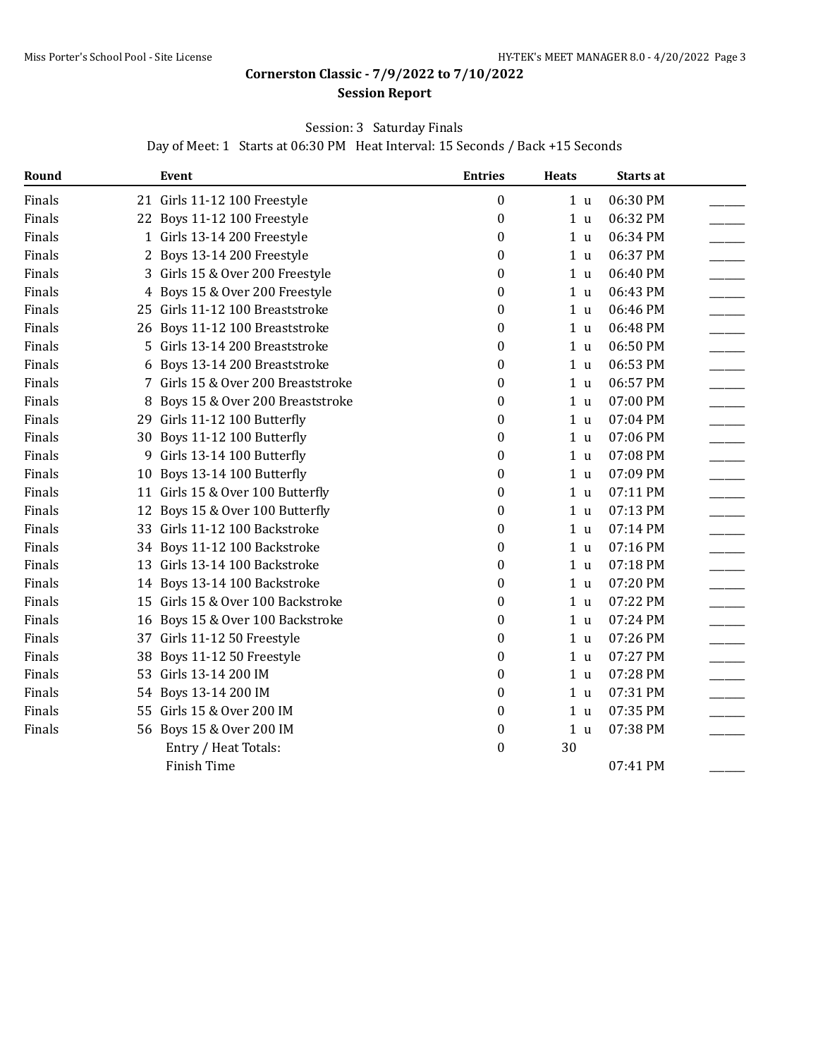## Cornerston Classic - 7/9/2022 to 7/10/2022

### Session Report

Session: 3 Saturday Finals

Day of Meet: 1 Starts at 06:30 PM Heat Interval: 15 Seconds / Back +15 Seconds

| Round | Event | Entries | Heats | Starts at | |
|---|---|---|---|---|---|
| Finals | 21 Girls 11-12 100 Freestyle | 0 | 1 u | 06:30 PM | ______ |
| Finals | 22 Boys 11-12 100 Freestyle | 0 | 1 u | 06:32 PM | ______ |
| Finals | 1 Girls 13-14 200 Freestyle | 0 | 1 u | 06:34 PM | ______ |
| Finals | 2 Boys 13-14 200 Freestyle | 0 | 1 u | 06:37 PM | ______ |
| Finals | 3 Girls 15 & Over 200 Freestyle | 0 | 1 u | 06:40 PM | ______ |
| Finals | 4 Boys 15 & Over 200 Freestyle | 0 | 1 u | 06:43 PM | ______ |
| Finals | 25 Girls 11-12 100 Breaststroke | 0 | 1 u | 06:46 PM | ______ |
| Finals | 26 Boys 11-12 100 Breaststroke | 0 | 1 u | 06:48 PM | ______ |
| Finals | 5 Girls 13-14 200 Breaststroke | 0 | 1 u | 06:50 PM | ______ |
| Finals | 6 Boys 13-14 200 Breaststroke | 0 | 1 u | 06:53 PM | ______ |
| Finals | 7 Girls 15 & Over 200 Breaststroke | 0 | 1 u | 06:57 PM | ______ |
| Finals | 8 Boys 15 & Over 200 Breaststroke | 0 | 1 u | 07:00 PM | ______ |
| Finals | 29 Girls 11-12 100 Butterfly | 0 | 1 u | 07:04 PM | ______ |
| Finals | 30 Boys 11-12 100 Butterfly | 0 | 1 u | 07:06 PM | ______ |
| Finals | 9 Girls 13-14 100 Butterfly | 0 | 1 u | 07:08 PM | ______ |
| Finals | 10 Boys 13-14 100 Butterfly | 0 | 1 u | 07:09 PM | ______ |
| Finals | 11 Girls 15 & Over 100 Butterfly | 0 | 1 u | 07:11 PM | ______ |
| Finals | 12 Boys 15 & Over 100 Butterfly | 0 | 1 u | 07:13 PM | ______ |
| Finals | 33 Girls 11-12 100 Backstroke | 0 | 1 u | 07:14 PM | ______ |
| Finals | 34 Boys 11-12 100 Backstroke | 0 | 1 u | 07:16 PM | ______ |
| Finals | 13 Girls 13-14 100 Backstroke | 0 | 1 u | 07:18 PM | ______ |
| Finals | 14 Boys 13-14 100 Backstroke | 0 | 1 u | 07:20 PM | ______ |
| Finals | 15 Girls 15 & Over 100 Backstroke | 0 | 1 u | 07:22 PM | ______ |
| Finals | 16 Boys 15 & Over 100 Backstroke | 0 | 1 u | 07:24 PM | ______ |
| Finals | 37 Girls 11-12 50 Freestyle | 0 | 1 u | 07:26 PM | ______ |
| Finals | 38 Boys 11-12 50 Freestyle | 0 | 1 u | 07:27 PM | ______ |
| Finals | 53 Girls 13-14 200 IM | 0 | 1 u | 07:28 PM | ______ |
| Finals | 54 Boys 13-14 200 IM | 0 | 1 u | 07:31 PM | ______ |
| Finals | 55 Girls 15 & Over 200 IM | 0 | 1 u | 07:35 PM | ______ |
| Finals | 56 Boys 15 & Over 200 IM | 0 | 1 u | 07:38 PM | ______ |
| | Entry / Heat Totals: | 0 | 30 | | |
| | Finish Time | | | 07:41 PM | ______ |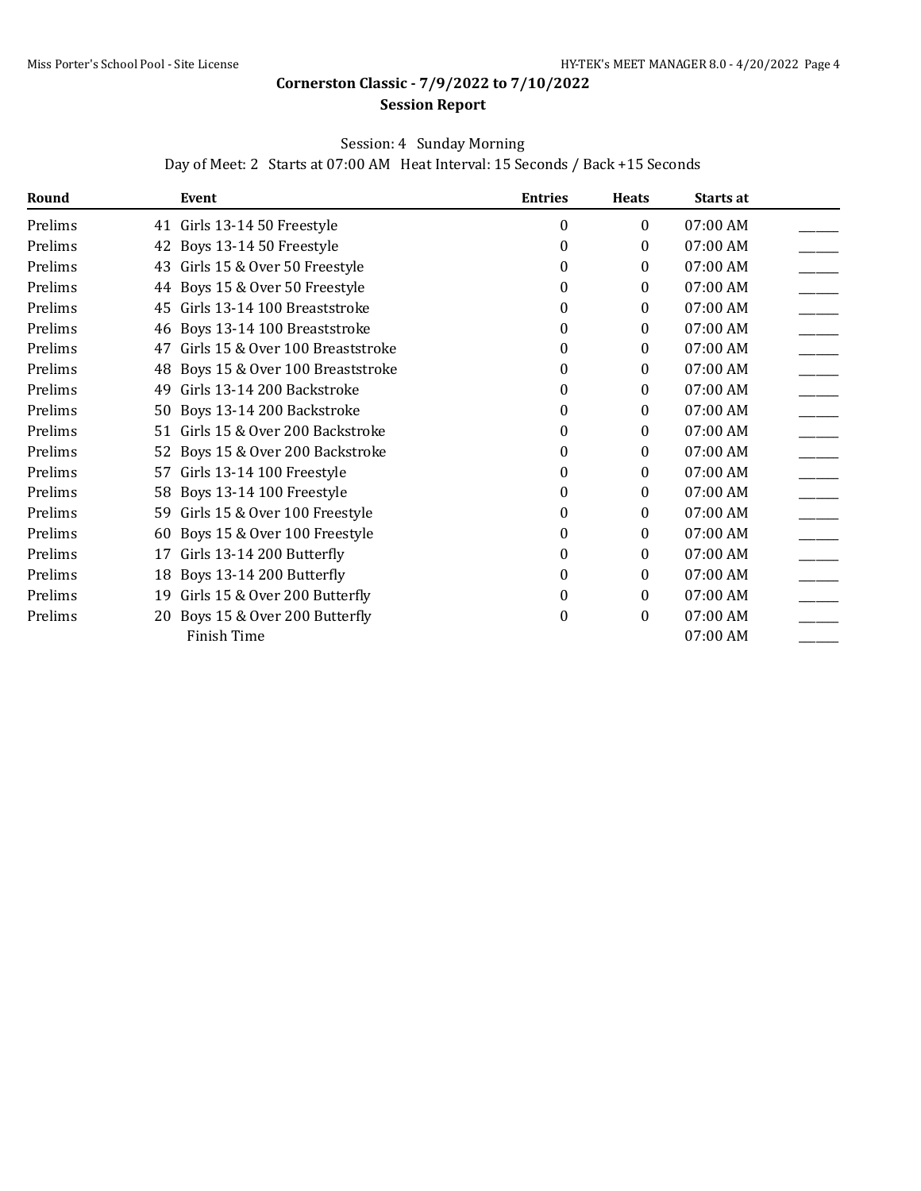# Cornerston Classic - 7/9/2022 to 7/10/2022

## Session Report

Session: 4 Sunday Morning

Day of Meet: 2 Starts at 07:00 AM Heat Interval: 15 Seconds / Back +15 Seconds

| Round | Event | Entries | Heats | Starts at | |
|---|---|---|---|---|---|
| Prelims | 41 Girls 13-14 50 Freestyle | 0 | 0 | 07:00 AM | ______ |
| Prelims | 42 Boys 13-14 50 Freestyle | 0 | 0 | 07:00 AM | ______ |
| Prelims | 43 Girls 15 & Over 50 Freestyle | 0 | 0 | 07:00 AM | ______ |
| Prelims | 44 Boys 15 & Over 50 Freestyle | 0 | 0 | 07:00 AM | ______ |
| Prelims | 45 Girls 13-14 100 Breaststroke | 0 | 0 | 07:00 AM | ______ |
| Prelims | 46 Boys 13-14 100 Breaststroke | 0 | 0 | 07:00 AM | ______ |
| Prelims | 47 Girls 15 & Over 100 Breaststroke | 0 | 0 | 07:00 AM | ______ |
| Prelims | 48 Boys 15 & Over 100 Breaststroke | 0 | 0 | 07:00 AM | ______ |
| Prelims | 49 Girls 13-14 200 Backstroke | 0 | 0 | 07:00 AM | ______ |
| Prelims | 50 Boys 13-14 200 Backstroke | 0 | 0 | 07:00 AM | ______ |
| Prelims | 51 Girls 15 & Over 200 Backstroke | 0 | 0 | 07:00 AM | ______ |
| Prelims | 52 Boys 15 & Over 200 Backstroke | 0 | 0 | 07:00 AM | ______ |
| Prelims | 57 Girls 13-14 100 Freestyle | 0 | 0 | 07:00 AM | ______ |
| Prelims | 58 Boys 13-14 100 Freestyle | 0 | 0 | 07:00 AM | ______ |
| Prelims | 59 Girls 15 & Over 100 Freestyle | 0 | 0 | 07:00 AM | ______ |
| Prelims | 60 Boys 15 & Over 100 Freestyle | 0 | 0 | 07:00 AM | ______ |
| Prelims | 17 Girls 13-14 200 Butterfly | 0 | 0 | 07:00 AM | ______ |
| Prelims | 18 Boys 13-14 200 Butterfly | 0 | 0 | 07:00 AM | ______ |
| Prelims | 19 Girls 15 & Over 200 Butterfly | 0 | 0 | 07:00 AM | ______ |
| Prelims | 20 Boys 15 & Over 200 Butterfly | 0 | 0 | 07:00 AM | ______ |
| | Finish Time | | | 07:00 AM | ______ |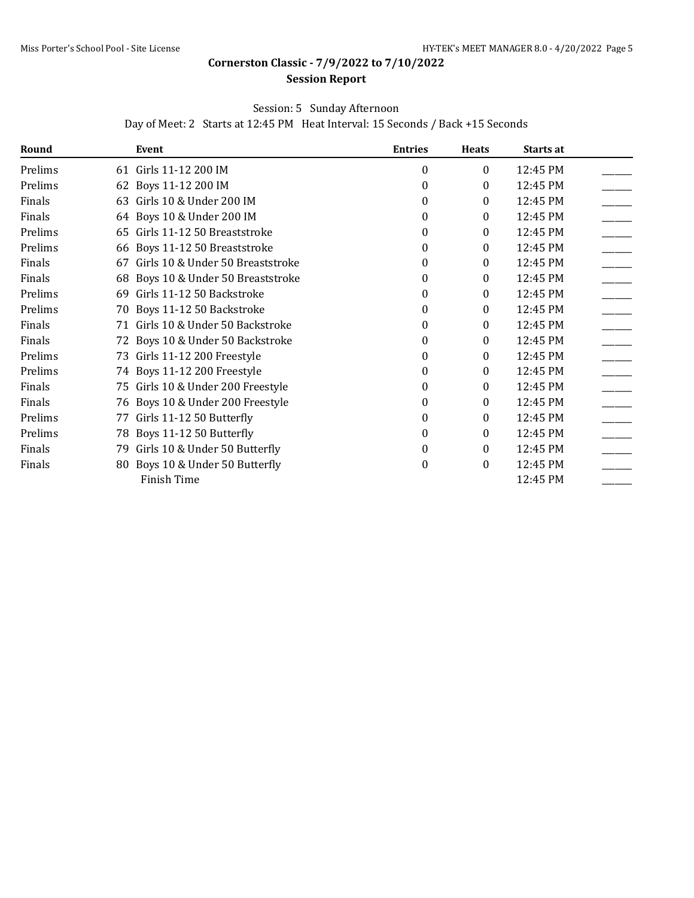# Cornerston Classic - 7/9/2022 to 7/10/2022

## Session Report

Session: 5 Sunday Afternoon

Day of Meet: 2 Starts at 12:45 PM Heat Interval: 15 Seconds / Back +15 Seconds

| Round | | Event | Entries | Heats | Starts at | |
|---|---|---|---|---|---|---|
| Prelims | 61 | Girls 11-12 200 IM | 0 | 0 | 12:45 PM | ______ |
| Prelims | 62 | Boys 11-12 200 IM | 0 | 0 | 12:45 PM | ______ |
| Finals | 63 | Girls 10 & Under 200 IM | 0 | 0 | 12:45 PM | ______ |
| Finals | 64 | Boys 10 & Under 200 IM | 0 | 0 | 12:45 PM | ______ |
| Prelims | 65 | Girls 11-12 50 Breaststroke | 0 | 0 | 12:45 PM | ______ |
| Prelims | 66 | Boys 11-12 50 Breaststroke | 0 | 0 | 12:45 PM | ______ |
| Finals | 67 | Girls 10 & Under 50 Breaststroke | 0 | 0 | 12:45 PM | ______ |
| Finals | 68 | Boys 10 & Under 50 Breaststroke | 0 | 0 | 12:45 PM | ______ |
| Prelims | 69 | Girls 11-12 50 Backstroke | 0 | 0 | 12:45 PM | ______ |
| Prelims | 70 | Boys 11-12 50 Backstroke | 0 | 0 | 12:45 PM | ______ |
| Finals | 71 | Girls 10 & Under 50 Backstroke | 0 | 0 | 12:45 PM | ______ |
| Finals | 72 | Boys 10 & Under 50 Backstroke | 0 | 0 | 12:45 PM | ______ |
| Prelims | 73 | Girls 11-12 200 Freestyle | 0 | 0 | 12:45 PM | ______ |
| Prelims | 74 | Boys 11-12 200 Freestyle | 0 | 0 | 12:45 PM | ______ |
| Finals | 75 | Girls 10 & Under 200 Freestyle | 0 | 0 | 12:45 PM | ______ |
| Finals | 76 | Boys 10 & Under 200 Freestyle | 0 | 0 | 12:45 PM | ______ |
| Prelims | 77 | Girls 11-12 50 Butterfly | 0 | 0 | 12:45 PM | ______ |
| Prelims | 78 | Boys 11-12 50 Butterfly | 0 | 0 | 12:45 PM | ______ |
| Finals | 79 | Girls 10 & Under 50 Butterfly | 0 | 0 | 12:45 PM | ______ |
| Finals | 80 | Boys 10 & Under 50 Butterfly | 0 | 0 | 12:45 PM | ______ |
| | | Finish Time | | | 12:45 PM | ______ |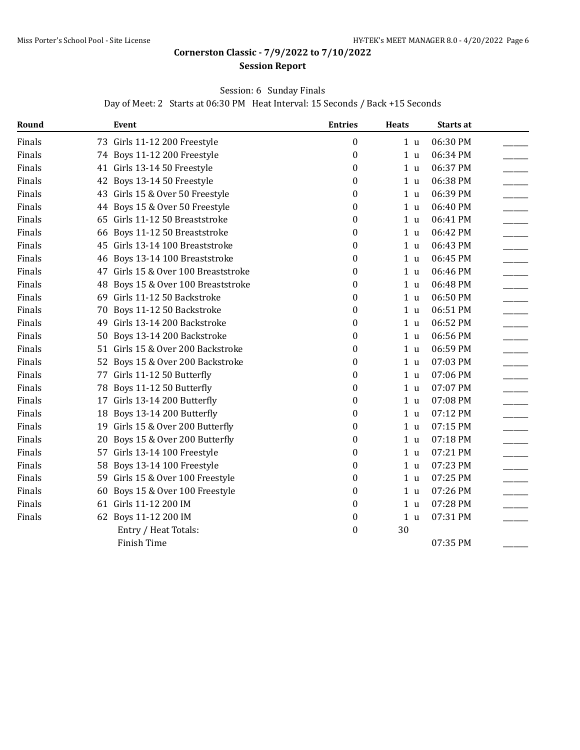**Cornerston Classic - 7/9/2022 to 7/10/2022**

**Session Report**

Session: 6 Sunday Finals

Day of Meet: 2 Starts at 06:30 PM Heat Interval: 15 Seconds / Back +15 Seconds

| Round | Event | Entries | Heats | Starts at | |
|---|---|---|---|---|---|
| Finals | 73 Girls 11-12 200 Freestyle | 0 | 1 u | 06:30 PM | ______ |
| Finals | 74 Boys 11-12 200 Freestyle | 0 | 1 u | 06:34 PM | ______ |
| Finals | 41 Girls 13-14 50 Freestyle | 0 | 1 u | 06:37 PM | ______ |
| Finals | 42 Boys 13-14 50 Freestyle | 0 | 1 u | 06:38 PM | ______ |
| Finals | 43 Girls 15 & Over 50 Freestyle | 0 | 1 u | 06:39 PM | ______ |
| Finals | 44 Boys 15 & Over 50 Freestyle | 0 | 1 u | 06:40 PM | ______ |
| Finals | 65 Girls 11-12 50 Breaststroke | 0 | 1 u | 06:41 PM | ______ |
| Finals | 66 Boys 11-12 50 Breaststroke | 0 | 1 u | 06:42 PM | ______ |
| Finals | 45 Girls 13-14 100 Breaststroke | 0 | 1 u | 06:43 PM | ______ |
| Finals | 46 Boys 13-14 100 Breaststroke | 0 | 1 u | 06:45 PM | ______ |
| Finals | 47 Girls 15 & Over 100 Breaststroke | 0 | 1 u | 06:46 PM | ______ |
| Finals | 48 Boys 15 & Over 100 Breaststroke | 0 | 1 u | 06:48 PM | ______ |
| Finals | 69 Girls 11-12 50 Backstroke | 0 | 1 u | 06:50 PM | ______ |
| Finals | 70 Boys 11-12 50 Backstroke | 0 | 1 u | 06:51 PM | ______ |
| Finals | 49 Girls 13-14 200 Backstroke | 0 | 1 u | 06:52 PM | ______ |
| Finals | 50 Boys 13-14 200 Backstroke | 0 | 1 u | 06:56 PM | ______ |
| Finals | 51 Girls 15 & Over 200 Backstroke | 0 | 1 u | 06:59 PM | ______ |
| Finals | 52 Boys 15 & Over 200 Backstroke | 0 | 1 u | 07:03 PM | ______ |
| Finals | 77 Girls 11-12 50 Butterfly | 0 | 1 u | 07:06 PM | ______ |
| Finals | 78 Boys 11-12 50 Butterfly | 0 | 1 u | 07:07 PM | ______ |
| Finals | 17 Girls 13-14 200 Butterfly | 0 | 1 u | 07:08 PM | ______ |
| Finals | 18 Boys 13-14 200 Butterfly | 0 | 1 u | 07:12 PM | ______ |
| Finals | 19 Girls 15 & Over 200 Butterfly | 0 | 1 u | 07:15 PM | ______ |
| Finals | 20 Boys 15 & Over 200 Butterfly | 0 | 1 u | 07:18 PM | ______ |
| Finals | 57 Girls 13-14 100 Freestyle | 0 | 1 u | 07:21 PM | ______ |
| Finals | 58 Boys 13-14 100 Freestyle | 0 | 1 u | 07:23 PM | ______ |
| Finals | 59 Girls 15 & Over 100 Freestyle | 0 | 1 u | 07:25 PM | ______ |
| Finals | 60 Boys 15 & Over 100 Freestyle | 0 | 1 u | 07:26 PM | ______ |
| Finals | 61 Girls 11-12 200 IM | 0 | 1 u | 07:28 PM | ______ |
| Finals | 62 Boys 11-12 200 IM | 0 | 1 u | 07:31 PM | ______ |
| | Entry / Heat Totals: | 0 | 30 | | |
| | Finish Time | | | 07:35 PM | ______ |